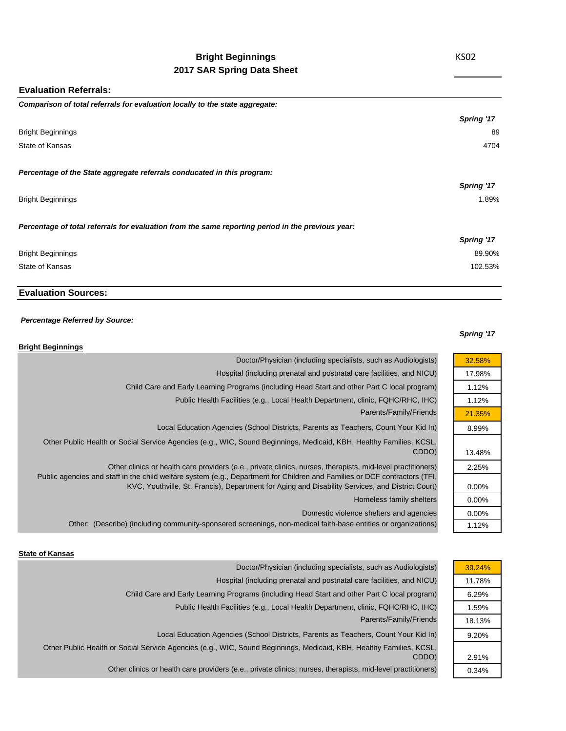# Bright Beginnings
## 2017 SAR Spring Data Sheet

KS02

## Evaluation Referrals:

***Comparison of total referrals for evaluation locally to the state aggregate:***

| | *Spring '17* |
|---|---|
| Bright Beginnings | 89 |
| State of Kansas | 4704 |

***Percentage of the State aggregate referrals conducated in this program:***

| | *Spring '17* |
|---|---|
| Bright Beginnings | 1.89% |

***Percentage of total referrals for evaluation from the same reporting period in the previous year:***

| | *Spring '17* |
|---|---|
| Bright Beginnings | 89.90% |
| State of Kansas | 102.53% |

## Evaluation Sources:

***Percentage Referred by Source:***

**Bright Beginnings**

| Source | *Spring '17* |
|---|---|
| Doctor/Physician (including specialists, such as Audiologists) | 32.58% |
| Hospital (including prenatal and postnatal care facilities, and NICU) | 17.98% |
| Child Care and Early Learning Programs (including Head Start and other Part C local program) | 1.12% |
| Public Health Facilities (e.g., Local Health Department, clinic, FQHC/RHC, IHC) | 1.12% |
| Parents/Family/Friends | 21.35% |
| Local Education Agencies (School Districts, Parents as Teachers, Count Your Kid In) | 8.99% |
| Other Public Health or Social Service Agencies (e.g., WIC, Sound Beginnings, Medicaid, KBH, Healthy Families, KCSL, CDDO) | 13.48% |
| Other clinics or health care providers (e.e., private clinics, nurses, therapists, mid-level practitioners) | 2.25% |
| Public agencies and staff in the child welfare system (e.g., Department for Children and Families or DCF contractors (TFI, KVC, Youthville, St. Francis), Department for Aging and Disability Services, and District Court) | 0.00% |
| Homeless family shelters | 0.00% |
| Domestic violence shelters and agencies | 0.00% |
| Other: (Describe) (including community-sponsered screenings, non-medical faith-base entities or organizations) | 1.12% |

**State of Kansas**

| Source | *Spring '17* |
|---|---|
| Doctor/Physician (including specialists, such as Audiologists) | 39.24% |
| Hospital (including prenatal and postnatal care facilities, and NICU) | 11.78% |
| Child Care and Early Learning Programs (including Head Start and other Part C local program) | 6.29% |
| Public Health Facilities (e.g., Local Health Department, clinic, FQHC/RHC, IHC) | 1.59% |
| Parents/Family/Friends | 18.13% |
| Local Education Agencies (School Districts, Parents as Teachers, Count Your Kid In) | 9.20% |
| Other Public Health or Social Service Agencies (e.g., WIC, Sound Beginnings, Medicaid, KBH, Healthy Families, KCSL, CDDO) | 2.91% |
| Other clinics or health care providers (e.e., private clinics, nurses, therapists, mid-level practitioners) | 0.34% |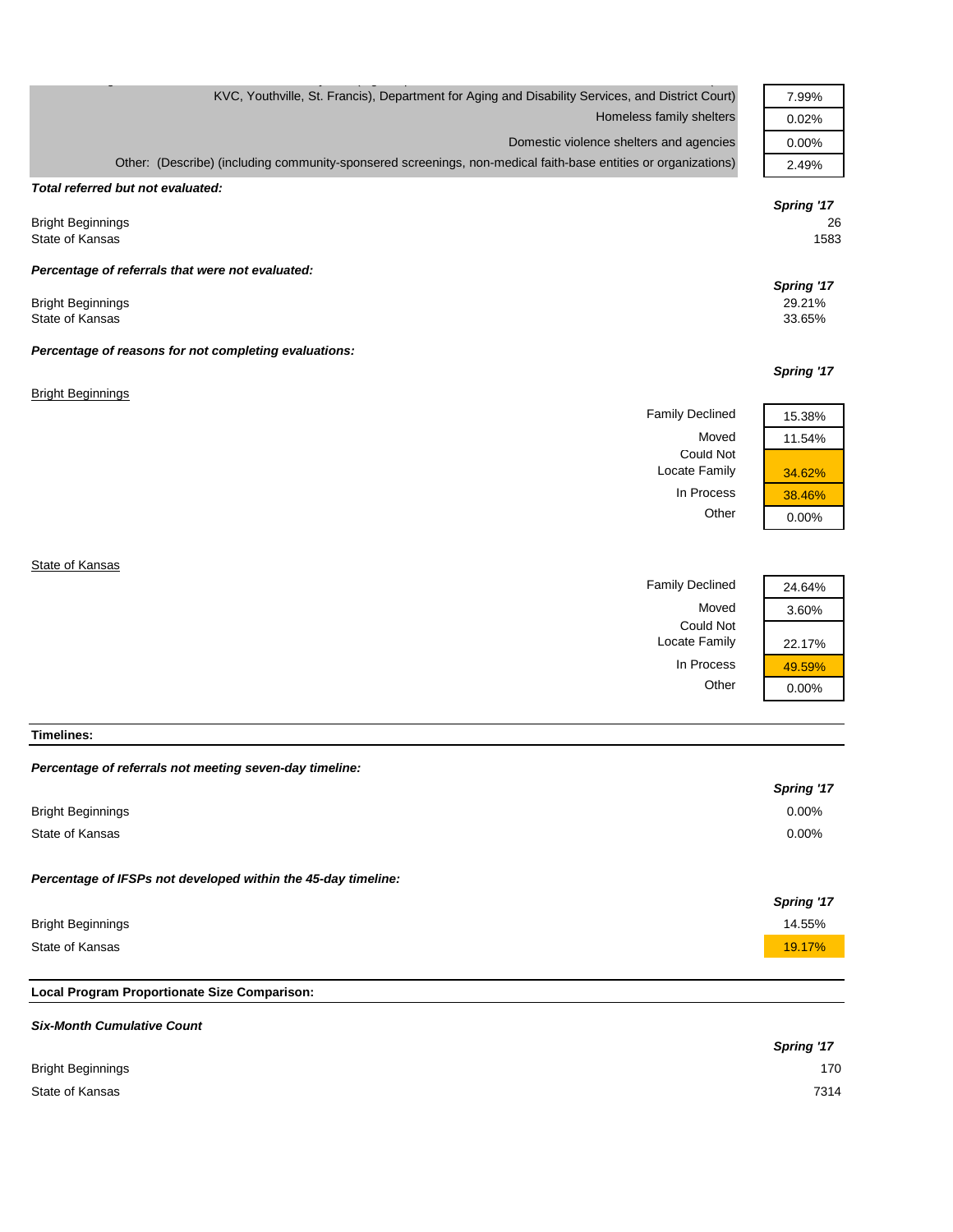| | |
|---|---|
| KVC, Youthville, St. Francis), Department for Aging and Disability Services, and District Court) | 7.99% |
| Homeless family shelters | 0.02% |
| Domestic violence shelters and agencies | 0.00% |
| Other: (Describe) (including community-sponsered screenings, non-medical faith-base entities or organizations) | 2.49% |

***Total referred but not evaluated:***

| | Spring '17 |
|---|---|
| Bright Beginnings | 26 |
| State of Kansas | 1583 |

***Percentage of referrals that were not evaluated:***

| | Spring '17 |
|---|---|
| Bright Beginnings | 29.21% |
| State of Kansas | 33.65% |

***Percentage of reasons for not completing evaluations:***

**Bright Beginnings**

| | Spring '17 |
|---|---|
| Family Declined | 15.38% |
| Moved | 11.54% |
| Could Not Locate Family | 34.62% |
| In Process | 38.46% |
| Other | 0.00% |

**State of Kansas**

| | Spring '17 |
|---|---|
| Family Declined | 24.64% |
| Moved | 3.60% |
| Could Not Locate Family | 22.17% |
| In Process | 49.59% |
| Other | 0.00% |

## Timelines:

***Percentage of referrals not meeting seven-day timeline:***

| | Spring '17 |
|---|---|
| Bright Beginnings | 0.00% |
| State of Kansas | 0.00% |

***Percentage of IFSPs not developed within the 45-day timeline:***

| | Spring '17 |
|---|---|
| Bright Beginnings | 14.55% |
| State of Kansas | 19.17% |

## Local Program Proportionate Size Comparison:

***Six-Month Cumulative Count***

| | Spring '17 |
|---|---|
| Bright Beginnings | 170 |
| State of Kansas | 7314 |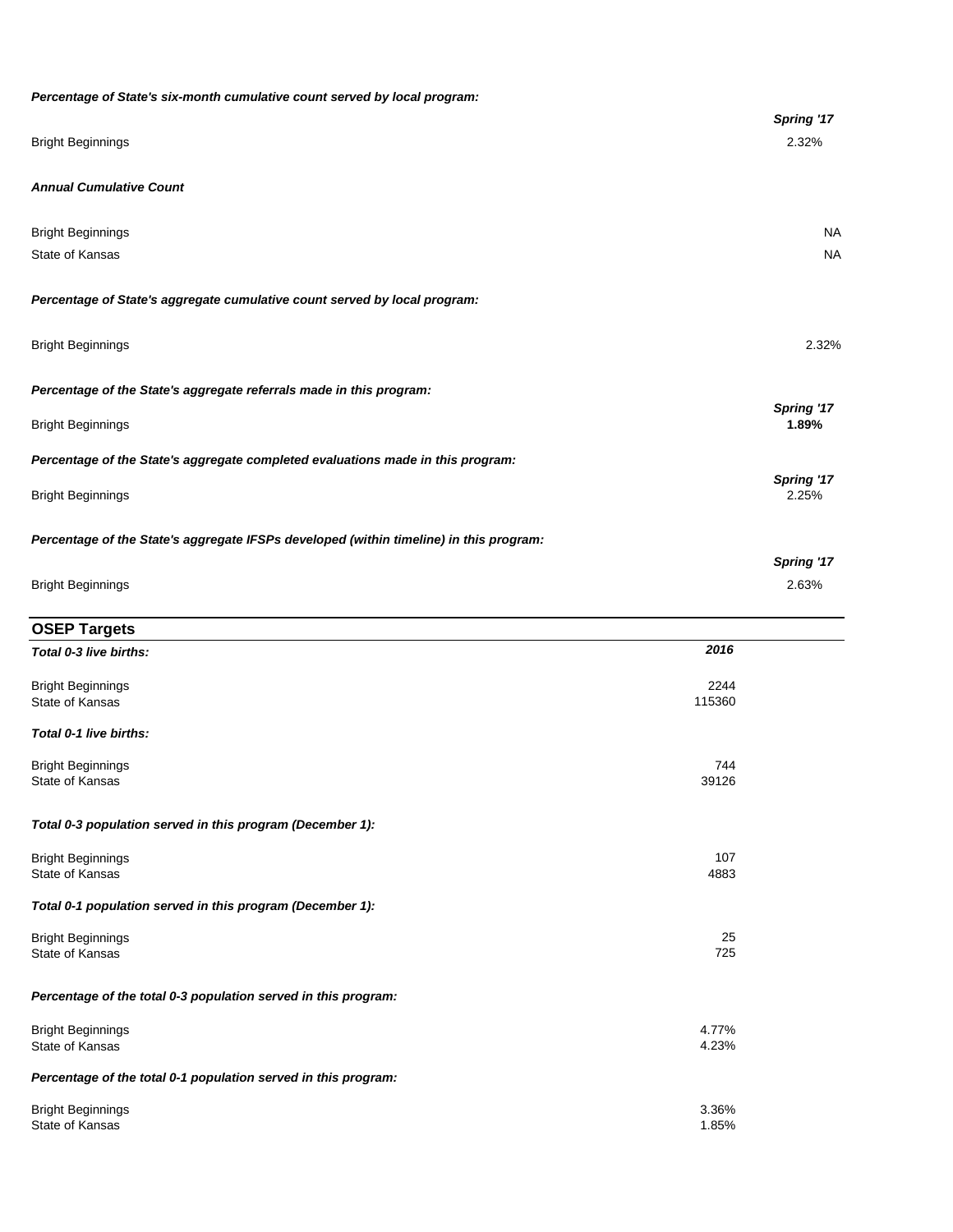***Percentage of State's six-month cumulative count served by local program:***

| | *Spring '17* |
|---|---|
| Bright Beginnings | 2.32% |

***Annual Cumulative Count***

| | |
|---|---|
| Bright Beginnings | NA |
| State of Kansas | NA |

***Percentage of State's aggregate cumulative count served by local program:***

| | |
|---|---|
| Bright Beginnings | 2.32% |

***Percentage of the State's aggregate referrals made in this program:***

| | *Spring '17* |
|---|---|
| Bright Beginnings | **1.89%** |

***Percentage of the State's aggregate completed evaluations made in this program:***

| | *Spring '17* |
|---|---|
| Bright Beginnings | 2.25% |

***Percentage of the State's aggregate IFSPs developed (within timeline) in this program:***

| | *Spring '17* |
|---|---|
| Bright Beginnings | 2.63% |

## OSEP Targets

| ***Total 0-3 live births:*** | ***2016*** |
|---|---|
| Bright Beginnings | 2244 |
| State of Kansas | 115360 |

***Total 0-1 live births:***

| | |
|---|---|
| Bright Beginnings | 744 |
| State of Kansas | 39126 |

***Total 0-3 population served in this program (December 1):***

| | |
|---|---|
| Bright Beginnings | 107 |
| State of Kansas | 4883 |

***Total 0-1 population served in this program (December 1):***

| | |
|---|---|
| Bright Beginnings | 25 |
| State of Kansas | 725 |

***Percentage of the total 0-3 population served in this program:***

| | |
|---|---|
| Bright Beginnings | 4.77% |
| State of Kansas | 4.23% |

***Percentage of the total 0-1 population served in this program:***

| | |
|---|---|
| Bright Beginnings | 3.36% |
| State of Kansas | 1.85% |